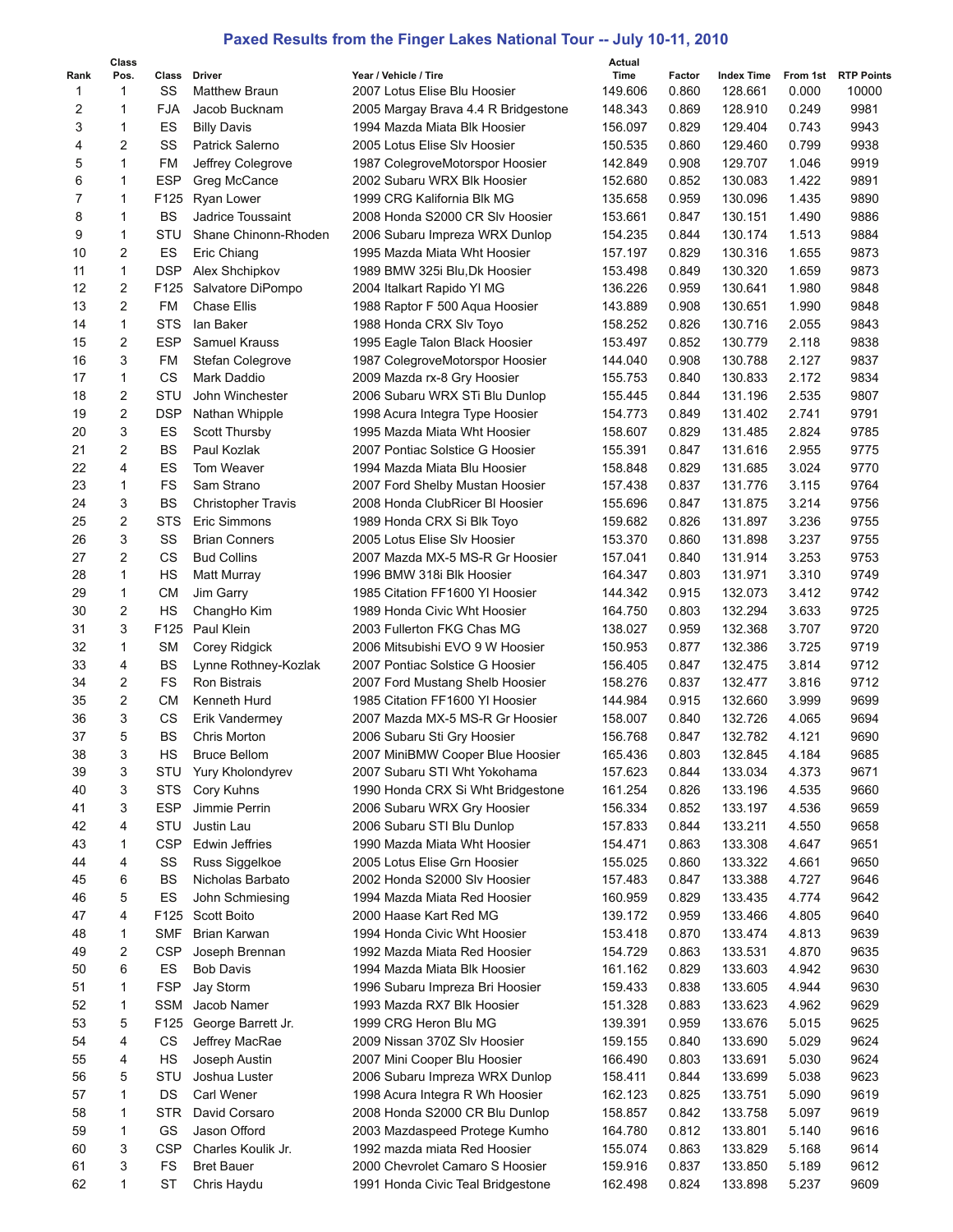# Paxed Results from the Finger Lakes National Tour -- July 10-11, 2010

| Rank | Class Pos. | Class | Driver | Year / Vehicle / Tire | Actual Time | Factor | Index Time | From 1st | RTP Points |
|---|---|---|---|---|---|---|---|---|---|
| 1 | 1 | SS | Matthew Braun | 2007 Lotus Elise Blu Hoosier | 149.606 | 0.860 | 128.661 | 0.000 | 10000 |
| 2 | 1 | FJA | Jacob Bucknam | 2005 Margay Brava 4.4 R Bridgestone | 148.343 | 0.869 | 128.910 | 0.249 | 9981 |
| 3 | 1 | ES | Billy Davis | 1994 Mazda Miata Blk Hoosier | 156.097 | 0.829 | 129.404 | 0.743 | 9943 |
| 4 | 2 | SS | Patrick Salerno | 2005 Lotus Elise Slv Hoosier | 150.535 | 0.860 | 129.460 | 0.799 | 9938 |
| 5 | 1 | FM | Jeffrey Colegrove | 1987 ColegroveMotorspor Hoosier | 142.849 | 0.908 | 129.707 | 1.046 | 9919 |
| 6 | 1 | ESP | Greg McCance | 2002 Subaru WRX Blk Hoosier | 152.680 | 0.852 | 130.083 | 1.422 | 9891 |
| 7 | 1 | F125 | Ryan Lower | 1999 CRG Kalifornia Blk MG | 135.658 | 0.959 | 130.096 | 1.435 | 9890 |
| 8 | 1 | BS | Jadrice Toussaint | 2008 Honda S2000 CR Slv Hoosier | 153.661 | 0.847 | 130.151 | 1.490 | 9886 |
| 9 | 1 | STU | Shane Chinonn-Rhoden | 2006 Subaru Impreza WRX Dunlop | 154.235 | 0.844 | 130.174 | 1.513 | 9884 |
| 10 | 2 | ES | Eric Chiang | 1995 Mazda Miata Wht Hoosier | 157.197 | 0.829 | 130.316 | 1.655 | 9873 |
| 11 | 1 | DSP | Alex Shchipkov | 1989 BMW 325i Blu,Dk Hoosier | 153.498 | 0.849 | 130.320 | 1.659 | 9873 |
| 12 | 2 | F125 | Salvatore DiPompo | 2004 Italkart Rapido Yl MG | 136.226 | 0.959 | 130.641 | 1.980 | 9848 |
| 13 | 2 | FM | Chase Ellis | 1988 Raptor F 500 Aqua Hoosier | 143.889 | 0.908 | 130.651 | 1.990 | 9848 |
| 14 | 1 | STS | Ian Baker | 1988 Honda CRX Slv Toyo | 158.252 | 0.826 | 130.716 | 2.055 | 9843 |
| 15 | 2 | ESP | Samuel Krauss | 1995 Eagle Talon Black Hoosier | 153.497 | 0.852 | 130.779 | 2.118 | 9838 |
| 16 | 3 | FM | Stefan Colegrove | 1987 ColegroveMotorspor Hoosier | 144.040 | 0.908 | 130.788 | 2.127 | 9837 |
| 17 | 1 | CS | Mark Daddio | 2009 Mazda rx-8 Gry Hoosier | 155.753 | 0.840 | 130.833 | 2.172 | 9834 |
| 18 | 2 | STU | John Winchester | 2006 Subaru WRX STi Blu Dunlop | 155.445 | 0.844 | 131.196 | 2.535 | 9807 |
| 19 | 2 | DSP | Nathan Whipple | 1998 Acura Integra Type Hoosier | 154.773 | 0.849 | 131.402 | 2.741 | 9791 |
| 20 | 3 | ES | Scott Thursby | 1995 Mazda Miata Wht Hoosier | 158.607 | 0.829 | 131.485 | 2.824 | 9785 |
| 21 | 2 | BS | Paul Kozlak | 2007 Pontiac Solstice G Hoosier | 155.391 | 0.847 | 131.616 | 2.955 | 9775 |
| 22 | 4 | ES | Tom Weaver | 1994 Mazda Miata Blu Hoosier | 158.848 | 0.829 | 131.685 | 3.024 | 9770 |
| 23 | 1 | FS | Sam Strano | 2007 Ford Shelby Mustan Hoosier | 157.438 | 0.837 | 131.776 | 3.115 | 9764 |
| 24 | 3 | BS | Christopher Travis | 2008 Honda ClubRicer Bl Hoosier | 155.696 | 0.847 | 131.875 | 3.214 | 9756 |
| 25 | 2 | STS | Eric Simmons | 1989 Honda CRX Si Blk Toyo | 159.682 | 0.826 | 131.897 | 3.236 | 9755 |
| 26 | 3 | SS | Brian Conners | 2005 Lotus Elise Slv Hoosier | 153.370 | 0.860 | 131.898 | 3.237 | 9755 |
| 27 | 2 | CS | Bud Collins | 2007 Mazda MX-5 MS-R Gr Hoosier | 157.041 | 0.840 | 131.914 | 3.253 | 9753 |
| 28 | 1 | HS | Matt Murray | 1996 BMW 318i Blk Hoosier | 164.347 | 0.803 | 131.971 | 3.310 | 9749 |
| 29 | 1 | CM | Jim Garry | 1985 Citation FF1600 Yl Hoosier | 144.342 | 0.915 | 132.073 | 3.412 | 9742 |
| 30 | 2 | HS | ChangHo Kim | 1989 Honda Civic Wht Hoosier | 164.750 | 0.803 | 132.294 | 3.633 | 9725 |
| 31 | 3 | F125 | Paul Klein | 2003 Fullerton FKG Chas MG | 138.027 | 0.959 | 132.368 | 3.707 | 9720 |
| 32 | 1 | SM | Corey Ridgick | 2006 Mitsubishi EVO 9 W Hoosier | 150.953 | 0.877 | 132.386 | 3.725 | 9719 |
| 33 | 4 | BS | Lynne Rothney-Kozlak | 2007 Pontiac Solstice G Hoosier | 156.405 | 0.847 | 132.475 | 3.814 | 9712 |
| 34 | 2 | FS | Ron Bistrais | 2007 Ford Mustang Shelb Hoosier | 158.276 | 0.837 | 132.477 | 3.816 | 9712 |
| 35 | 2 | CM | Kenneth Hurd | 1985 Citation FF1600 Yl Hoosier | 144.984 | 0.915 | 132.660 | 3.999 | 9699 |
| 36 | 3 | CS | Erik Vandermey | 2007 Mazda MX-5 MS-R Gr Hoosier | 158.007 | 0.840 | 132.726 | 4.065 | 9694 |
| 37 | 5 | BS | Chris Morton | 2006 Subaru Sti Gry Hoosier | 156.768 | 0.847 | 132.782 | 4.121 | 9690 |
| 38 | 3 | HS | Bruce Bellom | 2007 MiniBMW Cooper Blue Hoosier | 165.436 | 0.803 | 132.845 | 4.184 | 9685 |
| 39 | 3 | STU | Yury Kholondyrev | 2007 Subaru STI Wht Yokohama | 157.623 | 0.844 | 133.034 | 4.373 | 9671 |
| 40 | 3 | STS | Cory Kuhns | 1990 Honda CRX Si Wht Bridgestone | 161.254 | 0.826 | 133.196 | 4.535 | 9660 |
| 41 | 3 | ESP | Jimmie Perrin | 2006 Subaru WRX Gry Hoosier | 156.334 | 0.852 | 133.197 | 4.536 | 9659 |
| 42 | 4 | STU | Justin Lau | 2006 Subaru STI Blu Dunlop | 157.833 | 0.844 | 133.211 | 4.550 | 9658 |
| 43 | 1 | CSP | Edwin Jeffries | 1990 Mazda Miata Wht Hoosier | 154.471 | 0.863 | 133.308 | 4.647 | 9651 |
| 44 | 4 | SS | Russ Siggelkoe | 2005 Lotus Elise Grn Hoosier | 155.025 | 0.860 | 133.322 | 4.661 | 9650 |
| 45 | 6 | BS | Nicholas Barbato | 2002 Honda S2000 Slv Hoosier | 157.483 | 0.847 | 133.388 | 4.727 | 9646 |
| 46 | 5 | ES | John Schmiesing | 1994 Mazda Miata Red Hoosier | 160.959 | 0.829 | 133.435 | 4.774 | 9642 |
| 47 | 4 | F125 | Scott Boito | 2000 Haase Kart Red MG | 139.172 | 0.959 | 133.466 | 4.805 | 9640 |
| 48 | 1 | SMF | Brian Karwan | 1994 Honda Civic Wht Hoosier | 153.418 | 0.870 | 133.474 | 4.813 | 9639 |
| 49 | 2 | CSP | Joseph Brennan | 1992 Mazda Miata Red Hoosier | 154.729 | 0.863 | 133.531 | 4.870 | 9635 |
| 50 | 6 | ES | Bob Davis | 1994 Mazda Miata Blk Hoosier | 161.162 | 0.829 | 133.603 | 4.942 | 9630 |
| 51 | 1 | FSP | Jay Storm | 1996 Subaru Impreza Bri Hoosier | 159.433 | 0.838 | 133.605 | 4.944 | 9630 |
| 52 | 1 | SSM | Jacob Namer | 1993 Mazda RX7 Blk Hoosier | 151.328 | 0.883 | 133.623 | 4.962 | 9629 |
| 53 | 5 | F125 | George Barrett Jr. | 1999 CRG Heron Blu MG | 139.391 | 0.959 | 133.676 | 5.015 | 9625 |
| 54 | 4 | CS | Jeffrey MacRae | 2009 Nissan 370Z Slv Hoosier | 159.155 | 0.840 | 133.690 | 5.029 | 9624 |
| 55 | 4 | HS | Joseph Austin | 2007 Mini Cooper Blu Hoosier | 166.490 | 0.803 | 133.691 | 5.030 | 9624 |
| 56 | 5 | STU | Joshua Luster | 2006 Subaru Impreza WRX Dunlop | 158.411 | 0.844 | 133.699 | 5.038 | 9623 |
| 57 | 1 | DS | Carl Wener | 1998 Acura Integra R Wh Hoosier | 162.123 | 0.825 | 133.751 | 5.090 | 9619 |
| 58 | 1 | STR | David Corsaro | 2008 Honda S2000 CR Blu Dunlop | 158.857 | 0.842 | 133.758 | 5.097 | 9619 |
| 59 | 1 | GS | Jason Offord | 2003 Mazdaspeed Protege Kumho | 164.780 | 0.812 | 133.801 | 5.140 | 9616 |
| 60 | 3 | CSP | Charles Koulik Jr. | 1992 mazda miata Red Hoosier | 155.074 | 0.863 | 133.829 | 5.168 | 9614 |
| 61 | 3 | FS | Bret Bauer | 2000 Chevrolet Camaro S Hoosier | 159.916 | 0.837 | 133.850 | 5.189 | 9612 |
| 62 | 1 | ST | Chris Haydu | 1991 Honda Civic Teal Bridgestone | 162.498 | 0.824 | 133.898 | 5.237 | 9609 |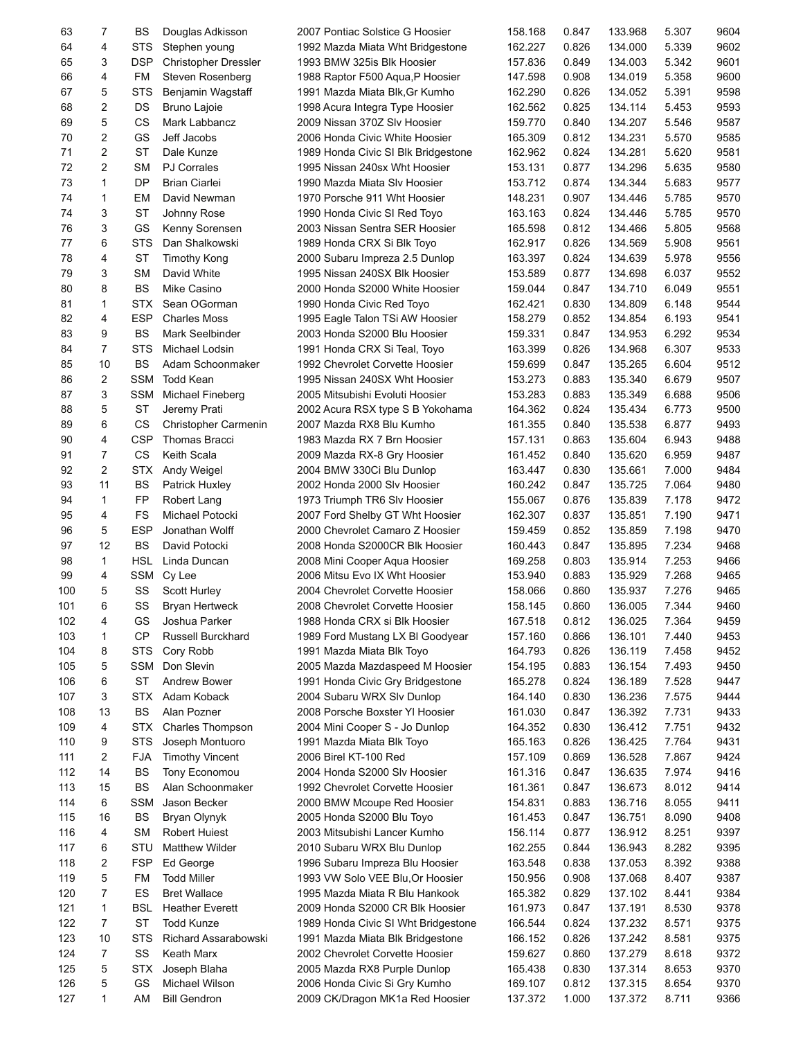| 63 | 7 | BS | Douglas Adkisson | 2007 Pontiac Solstice G Hoosier | 158.168 | 0.847 | 133.968 | 5.307 | 9604 |
|---|---|---|---|---|---|---|---|---|---|
| 64 | 4 | STS | Stephen young | 1992 Mazda Miata Wht Bridgestone | 162.227 | 0.826 | 134.000 | 5.339 | 9602 |
| 65 | 3 | DSP | Christopher Dressler | 1993 BMW 325is Blk Hoosier | 157.836 | 0.849 | 134.003 | 5.342 | 9601 |
| 66 | 4 | FM | Steven Rosenberg | 1988 Raptor F500 Aqua,P Hoosier | 147.598 | 0.908 | 134.019 | 5.358 | 9600 |
| 67 | 5 | STS | Benjamin Wagstaff | 1991 Mazda Miata Blk,Gr Kumho | 162.290 | 0.826 | 134.052 | 5.391 | 9598 |
| 68 | 2 | DS | Bruno Lajoie | 1998 Acura Integra Type Hoosier | 162.562 | 0.825 | 134.114 | 5.453 | 9593 |
| 69 | 5 | CS | Mark Labbancz | 2009 Nissan 370Z Slv Hoosier | 159.770 | 0.840 | 134.207 | 5.546 | 9587 |
| 70 | 2 | GS | Jeff Jacobs | 2006 Honda Civic White Hoosier | 165.309 | 0.812 | 134.231 | 5.570 | 9585 |
| 71 | 2 | ST | Dale Kunze | 1989 Honda Civic SI Blk Bridgestone | 162.962 | 0.824 | 134.281 | 5.620 | 9581 |
| 72 | 2 | SM | PJ Corrales | 1995 Nissan 240sx Wht Hoosier | 153.131 | 0.877 | 134.296 | 5.635 | 9580 |
| 73 | 1 | DP | Brian Ciarlei | 1990 Mazda Miata Slv Hoosier | 153.712 | 0.874 | 134.344 | 5.683 | 9577 |
| 74 | 1 | EM | David Newman | 1970 Porsche 911 Wht Hoosier | 148.231 | 0.907 | 134.446 | 5.785 | 9570 |
| 74 | 3 | ST | Johnny Rose | 1990 Honda Civic SI Red Toyo | 163.163 | 0.824 | 134.446 | 5.785 | 9570 |
| 76 | 3 | GS | Kenny Sorensen | 2003 Nissan Sentra SER Hoosier | 165.598 | 0.812 | 134.466 | 5.805 | 9568 |
| 77 | 6 | STS | Dan Shalkowski | 1989 Honda CRX Si Blk Toyo | 162.917 | 0.826 | 134.569 | 5.908 | 9561 |
| 78 | 4 | ST | Timothy Kong | 2000 Subaru Impreza 2.5 Dunlop | 163.397 | 0.824 | 134.639 | 5.978 | 9556 |
| 79 | 3 | SM | David White | 1995 Nissan 240SX Blk Hoosier | 153.589 | 0.877 | 134.698 | 6.037 | 9552 |
| 80 | 8 | BS | Mike Casino | 2000 Honda S2000 White Hoosier | 159.044 | 0.847 | 134.710 | 6.049 | 9551 |
| 81 | 1 | STX | Sean OGorman | 1990 Honda Civic Red Toyo | 162.421 | 0.830 | 134.809 | 6.148 | 9544 |
| 82 | 4 | ESP | Charles Moss | 1995 Eagle Talon TSi AW Hoosier | 158.279 | 0.852 | 134.854 | 6.193 | 9541 |
| 83 | 9 | BS | Mark Seelbinder | 2003 Honda S2000 Blu Hoosier | 159.331 | 0.847 | 134.953 | 6.292 | 9534 |
| 84 | 7 | STS | Michael Lodsin | 1991 Honda CRX Si Teal, Toyo | 163.399 | 0.826 | 134.968 | 6.307 | 9533 |
| 85 | 10 | BS | Adam Schoonmaker | 1992 Chevrolet Corvette Hoosier | 159.699 | 0.847 | 135.265 | 6.604 | 9512 |
| 86 | 2 | SSM | Todd Kean | 1995 Nissan 240SX Wht Hoosier | 153.273 | 0.883 | 135.340 | 6.679 | 9507 |
| 87 | 3 | SSM | Michael Fineberg | 2005 Mitsubishi Evoluti Hoosier | 153.283 | 0.883 | 135.349 | 6.688 | 9506 |
| 88 | 5 | ST | Jeremy Prati | 2002 Acura RSX type S B Yokohama | 164.362 | 0.824 | 135.434 | 6.773 | 9500 |
| 89 | 6 | CS | Christopher Carmenin | 2007 Mazda RX8 Blu Kumho | 161.355 | 0.840 | 135.538 | 6.877 | 9493 |
| 90 | 4 | CSP | Thomas Bracci | 1983 Mazda RX 7 Brn Hoosier | 157.131 | 0.863 | 135.604 | 6.943 | 9488 |
| 91 | 7 | CS | Keith Scala | 2009 Mazda RX-8 Gry Hoosier | 161.452 | 0.840 | 135.620 | 6.959 | 9487 |
| 92 | 2 | STX | Andy Weigel | 2004 BMW 330Ci Blu Dunlop | 163.447 | 0.830 | 135.661 | 7.000 | 9484 |
| 93 | 11 | BS | Patrick Huxley | 2002 Honda 2000 Slv Hoosier | 160.242 | 0.847 | 135.725 | 7.064 | 9480 |
| 94 | 1 | FP | Robert Lang | 1973 Triumph TR6 Slv Hoosier | 155.067 | 0.876 | 135.839 | 7.178 | 9472 |
| 95 | 4 | FS | Michael Potocki | 2007 Ford Shelby GT Wht Hoosier | 162.307 | 0.837 | 135.851 | 7.190 | 9471 |
| 96 | 5 | ESP | Jonathan Wolff | 2000 Chevrolet Camaro Z Hoosier | 159.459 | 0.852 | 135.859 | 7.198 | 9470 |
| 97 | 12 | BS | David Potocki | 2008 Honda S2000CR Blk Hoosier | 160.443 | 0.847 | 135.895 | 7.234 | 9468 |
| 98 | 1 | HSL | Linda Duncan | 2008 Mini Cooper Aqua Hoosier | 169.258 | 0.803 | 135.914 | 7.253 | 9466 |
| 99 | 4 | SSM | Cy Lee | 2006 Mitsu Evo IX Wht Hoosier | 153.940 | 0.883 | 135.929 | 7.268 | 9465 |
| 100 | 5 | SS | Scott Hurley | 2004 Chevrolet Corvette Hoosier | 158.066 | 0.860 | 135.937 | 7.276 | 9465 |
| 101 | 6 | SS | Bryan Hertweck | 2008 Chevrolet Corvette Hoosier | 158.145 | 0.860 | 136.005 | 7.344 | 9460 |
| 102 | 4 | GS | Joshua Parker | 1988 Honda CRX si Blk Hoosier | 167.518 | 0.812 | 136.025 | 7.364 | 9459 |
| 103 | 1 | CP | Russell Burckhard | 1989 Ford Mustang LX Bl Goodyear | 157.160 | 0.866 | 136.101 | 7.440 | 9453 |
| 104 | 8 | STS | Cory Robb | 1991 Mazda Miata Blk Toyo | 164.793 | 0.826 | 136.119 | 7.458 | 9452 |
| 105 | 5 | SSM | Don Slevin | 2005 Mazda Mazdaspeed M Hoosier | 154.195 | 0.883 | 136.154 | 7.493 | 9450 |
| 106 | 6 | ST | Andrew Bower | 1991 Honda Civic Gry Bridgestone | 165.278 | 0.824 | 136.189 | 7.528 | 9447 |
| 107 | 3 | STX | Adam Koback | 2004 Subaru WRX Slv Dunlop | 164.140 | 0.830 | 136.236 | 7.575 | 9444 |
| 108 | 13 | BS | Alan Pozner | 2008 Porsche Boxster Yl Hoosier | 161.030 | 0.847 | 136.392 | 7.731 | 9433 |
| 109 | 4 | STX | Charles Thompson | 2004 Mini Cooper S - Jo Dunlop | 164.352 | 0.830 | 136.412 | 7.751 | 9432 |
| 110 | 9 | STS | Joseph Montuoro | 1991 Mazda Miata Blk Toyo | 165.163 | 0.826 | 136.425 | 7.764 | 9431 |
| 111 | 2 | FJA | Timothy Vincent | 2006 Birel KT-100 Red | 157.109 | 0.869 | 136.528 | 7.867 | 9424 |
| 112 | 14 | BS | Tony Economou | 2004 Honda S2000 Slv Hoosier | 161.316 | 0.847 | 136.635 | 7.974 | 9416 |
| 113 | 15 | BS | Alan Schoonmaker | 1992 Chevrolet Corvette Hoosier | 161.361 | 0.847 | 136.673 | 8.012 | 9414 |
| 114 | 6 | SSM | Jason Becker | 2000 BMW Mcoupe Red Hoosier | 154.831 | 0.883 | 136.716 | 8.055 | 9411 |
| 115 | 16 | BS | Bryan Olynyk | 2005 Honda S2000 Blu Toyo | 161.453 | 0.847 | 136.751 | 8.090 | 9408 |
| 116 | 4 | SM | Robert Huiest | 2003 Mitsubishi Lancer Kumho | 156.114 | 0.877 | 136.912 | 8.251 | 9397 |
| 117 | 6 | STU | Matthew Wilder | 2010 Subaru WRX Blu Dunlop | 162.255 | 0.844 | 136.943 | 8.282 | 9395 |
| 118 | 2 | FSP | Ed George | 1996 Subaru Impreza Blu Hoosier | 163.548 | 0.838 | 137.053 | 8.392 | 9388 |
| 119 | 5 | FM | Todd Miller | 1993 VW Solo VEE Blu,Or Hoosier | 150.956 | 0.908 | 137.068 | 8.407 | 9387 |
| 120 | 7 | ES | Bret Wallace | 1995 Mazda Miata R Blu Hankook | 165.382 | 0.829 | 137.102 | 8.441 | 9384 |
| 121 | 1 | BSL | Heather Everett | 2009 Honda S2000 CR Blk Hoosier | 161.973 | 0.847 | 137.191 | 8.530 | 9378 |
| 122 | 7 | ST | Todd Kunze | 1989 Honda Civic SI Wht Bridgestone | 166.544 | 0.824 | 137.232 | 8.571 | 9375 |
| 123 | 10 | STS | Richard Assarabowski | 1991 Mazda Miata Blk Bridgestone | 166.152 | 0.826 | 137.242 | 8.581 | 9375 |
| 124 | 7 | SS | Keath Marx | 2002 Chevrolet Corvette Hoosier | 159.627 | 0.860 | 137.279 | 8.618 | 9372 |
| 125 | 5 | STX | Joseph Blaha | 2005 Mazda RX8 Purple Dunlop | 165.438 | 0.830 | 137.314 | 8.653 | 9370 |
| 126 | 5 | GS | Michael Wilson | 2006 Honda Civic Si Gry Kumho | 169.107 | 0.812 | 137.315 | 8.654 | 9370 |
| 127 | 1 | AM | Bill Gendron | 2009 CK/Dragon MK1a Red Hoosier | 137.372 | 1.000 | 137.372 | 8.711 | 9366 |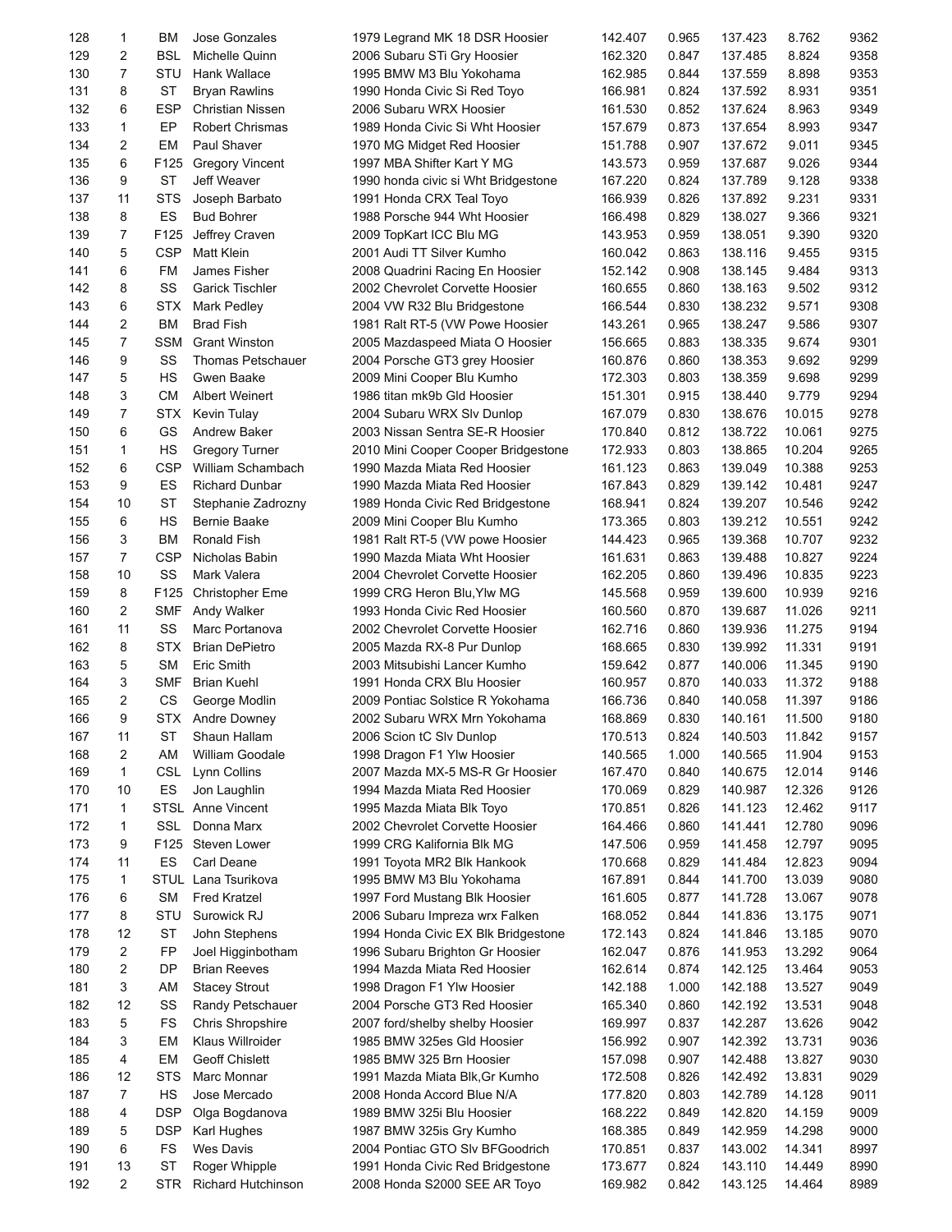| | | | | | | | | | |
|---|---|---|---|---|---|---|---|---|---|
| 128 | 1 | BM | Jose Gonzales | 1979 Legrand MK 18 DSR Hoosier | 142.407 | 0.965 | 137.423 | 8.762 | 9362 |
| 129 | 2 | BSL | Michelle Quinn | 2006 Subaru STi Gry Hoosier | 162.320 | 0.847 | 137.485 | 8.824 | 9358 |
| 130 | 7 | STU | Hank Wallace | 1995 BMW M3 Blu Yokohama | 162.985 | 0.844 | 137.559 | 8.898 | 9353 |
| 131 | 8 | ST | Bryan Rawlins | 1990 Honda Civic Si Red Toyo | 166.981 | 0.824 | 137.592 | 8.931 | 9351 |
| 132 | 6 | ESP | Christian Nissen | 2006 Subaru WRX Hoosier | 161.530 | 0.852 | 137.624 | 8.963 | 9349 |
| 133 | 1 | EP | Robert Chrismas | 1989 Honda Civic Si Wht Hoosier | 157.679 | 0.873 | 137.654 | 8.993 | 9347 |
| 134 | 2 | EM | Paul Shaver | 1970 MG Midget Red Hoosier | 151.788 | 0.907 | 137.672 | 9.011 | 9345 |
| 135 | 6 | F125 | Gregory Vincent | 1997 MBA Shifter Kart Y MG | 143.573 | 0.959 | 137.687 | 9.026 | 9344 |
| 136 | 9 | ST | Jeff Weaver | 1990 honda civic si Wht Bridgestone | 167.220 | 0.824 | 137.789 | 9.128 | 9338 |
| 137 | 11 | STS | Joseph Barbato | 1991 Honda CRX Teal Toyo | 166.939 | 0.826 | 137.892 | 9.231 | 9331 |
| 138 | 8 | ES | Bud Bohrer | 1988 Porsche 944 Wht Hoosier | 166.498 | 0.829 | 138.027 | 9.366 | 9321 |
| 139 | 7 | F125 | Jeffrey Craven | 2009 TopKart ICC Blu MG | 143.953 | 0.959 | 138.051 | 9.390 | 9320 |
| 140 | 5 | CSP | Matt Klein | 2001 Audi TT Silver Kumho | 160.042 | 0.863 | 138.116 | 9.455 | 9315 |
| 141 | 6 | FM | James Fisher | 2008 Quadrini Racing En Hoosier | 152.142 | 0.908 | 138.145 | 9.484 | 9313 |
| 142 | 8 | SS | Garick Tischler | 2002 Chevrolet Corvette Hoosier | 160.655 | 0.860 | 138.163 | 9.502 | 9312 |
| 143 | 6 | STX | Mark Pedley | 2004 VW R32 Blu Bridgestone | 166.544 | 0.830 | 138.232 | 9.571 | 9308 |
| 144 | 2 | BM | Brad Fish | 1981 Ralt RT-5 (VW Powe Hoosier | 143.261 | 0.965 | 138.247 | 9.586 | 9307 |
| 145 | 7 | SSM | Grant Winston | 2005 Mazdaspeed Miata O Hoosier | 156.665 | 0.883 | 138.335 | 9.674 | 9301 |
| 146 | 9 | SS | Thomas Petschauer | 2004 Porsche GT3 grey Hoosier | 160.876 | 0.860 | 138.353 | 9.692 | 9299 |
| 147 | 5 | HS | Gwen Baake | 2009 Mini Cooper Blu Kumho | 172.303 | 0.803 | 138.359 | 9.698 | 9299 |
| 148 | 3 | CM | Albert Weinert | 1986 titan mk9b Gld Hoosier | 151.301 | 0.915 | 138.440 | 9.779 | 9294 |
| 149 | 7 | STX | Kevin Tulay | 2004 Subaru WRX Slv Dunlop | 167.079 | 0.830 | 138.676 | 10.015 | 9278 |
| 150 | 6 | GS | Andrew Baker | 2003 Nissan Sentra SE-R Hoosier | 170.840 | 0.812 | 138.722 | 10.061 | 9275 |
| 151 | 1 | HS | Gregory Turner | 2010 Mini Cooper Cooper Bridgestone | 172.933 | 0.803 | 138.865 | 10.204 | 9265 |
| 152 | 6 | CSP | William Schambach | 1990 Mazda Miata Red Hoosier | 161.123 | 0.863 | 139.049 | 10.388 | 9253 |
| 153 | 9 | ES | Richard Dunbar | 1990 Mazda Miata Red Hoosier | 167.843 | 0.829 | 139.142 | 10.481 | 9247 |
| 154 | 10 | ST | Stephanie Zadrozny | 1989 Honda Civic Red Bridgestone | 168.941 | 0.824 | 139.207 | 10.546 | 9242 |
| 155 | 6 | HS | Bernie Baake | 2009 Mini Cooper Blu Kumho | 173.365 | 0.803 | 139.212 | 10.551 | 9242 |
| 156 | 3 | BM | Ronald Fish | 1981 Ralt RT-5 (VW powe Hoosier | 144.423 | 0.965 | 139.368 | 10.707 | 9232 |
| 157 | 7 | CSP | Nicholas Babin | 1990 Mazda Miata Wht Hoosier | 161.631 | 0.863 | 139.488 | 10.827 | 9224 |
| 158 | 10 | SS | Mark Valera | 2004 Chevrolet Corvette Hoosier | 162.205 | 0.860 | 139.496 | 10.835 | 9223 |
| 159 | 8 | F125 | Christopher Eme | 1999 CRG Heron Blu,Ylw MG | 145.568 | 0.959 | 139.600 | 10.939 | 9216 |
| 160 | 2 | SMF | Andy Walker | 1993 Honda Civic Red Hoosier | 160.560 | 0.870 | 139.687 | 11.026 | 9211 |
| 161 | 11 | SS | Marc Portanova | 2002 Chevrolet Corvette Hoosier | 162.716 | 0.860 | 139.936 | 11.275 | 9194 |
| 162 | 8 | STX | Brian DePietro | 2005 Mazda RX-8 Pur Dunlop | 168.665 | 0.830 | 139.992 | 11.331 | 9191 |
| 163 | 5 | SM | Eric Smith | 2003 Mitsubishi Lancer Kumho | 159.642 | 0.877 | 140.006 | 11.345 | 9190 |
| 164 | 3 | SMF | Brian Kuehl | 1991 Honda CRX Blu Hoosier | 160.957 | 0.870 | 140.033 | 11.372 | 9188 |
| 165 | 2 | CS | George Modlin | 2009 Pontiac Solstice R Yokohama | 166.736 | 0.840 | 140.058 | 11.397 | 9186 |
| 166 | 9 | STX | Andre Downey | 2002 Subaru WRX Mrn Yokohama | 168.869 | 0.830 | 140.161 | 11.500 | 9180 |
| 167 | 11 | ST | Shaun Hallam | 2006 Scion tC Slv Dunlop | 170.513 | 0.824 | 140.503 | 11.842 | 9157 |
| 168 | 2 | AM | William Goodale | 1998 Dragon F1 Ylw Hoosier | 140.565 | 1.000 | 140.565 | 11.904 | 9153 |
| 169 | 1 | CSL | Lynn Collins | 2007 Mazda MX-5 MS-R Gr Hoosier | 167.470 | 0.840 | 140.675 | 12.014 | 9146 |
| 170 | 10 | ES | Jon Laughlin | 1994 Mazda Miata Red Hoosier | 170.069 | 0.829 | 140.987 | 12.326 | 9126 |
| 171 | 1 | STSL | Anne Vincent | 1995 Mazda Miata Blk Toyo | 170.851 | 0.826 | 141.123 | 12.462 | 9117 |
| 172 | 1 | SSL | Donna Marx | 2002 Chevrolet Corvette Hoosier | 164.466 | 0.860 | 141.441 | 12.780 | 9096 |
| 173 | 9 | F125 | Steven Lower | 1999 CRG Kalifornia Blk MG | 147.506 | 0.959 | 141.458 | 12.797 | 9095 |
| 174 | 11 | ES | Carl Deane | 1991 Toyota MR2 Blk Hankook | 170.668 | 0.829 | 141.484 | 12.823 | 9094 |
| 175 | 1 | STUL | Lana Tsurikova | 1995 BMW M3 Blu Yokohama | 167.891 | 0.844 | 141.700 | 13.039 | 9080 |
| 176 | 6 | SM | Fred Kratzel | 1997 Ford Mustang Blk Hoosier | 161.605 | 0.877 | 141.728 | 13.067 | 9078 |
| 177 | 8 | STU | Surowick RJ | 2006 Subaru Impreza wrx Falken | 168.052 | 0.844 | 141.836 | 13.175 | 9071 |
| 178 | 12 | ST | John Stephens | 1994 Honda Civic EX Blk Bridgestone | 172.143 | 0.824 | 141.846 | 13.185 | 9070 |
| 179 | 2 | FP | Joel Higginbotham | 1996 Subaru Brighton Gr Hoosier | 162.047 | 0.876 | 141.953 | 13.292 | 9064 |
| 180 | 2 | DP | Brian Reeves | 1994 Mazda Miata Red Hoosier | 162.614 | 0.874 | 142.125 | 13.464 | 9053 |
| 181 | 3 | AM | Stacey Strout | 1998 Dragon F1 Ylw Hoosier | 142.188 | 1.000 | 142.188 | 13.527 | 9049 |
| 182 | 12 | SS | Randy Petschauer | 2004 Porsche GT3 Red Hoosier | 165.340 | 0.860 | 142.192 | 13.531 | 9048 |
| 183 | 5 | FS | Chris Shropshire | 2007 ford/shelby shelby Hoosier | 169.997 | 0.837 | 142.287 | 13.626 | 9042 |
| 184 | 3 | EM | Klaus Willroider | 1985 BMW 325es Gld Hoosier | 156.992 | 0.907 | 142.392 | 13.731 | 9036 |
| 185 | 4 | EM | Geoff Chislett | 1985 BMW 325 Brn Hoosier | 157.098 | 0.907 | 142.488 | 13.827 | 9030 |
| 186 | 12 | STS | Marc Monnar | 1991 Mazda Miata Blk,Gr Kumho | 172.508 | 0.826 | 142.492 | 13.831 | 9029 |
| 187 | 7 | HS | Jose Mercado | 2008 Honda Accord Blue N/A | 177.820 | 0.803 | 142.789 | 14.128 | 9011 |
| 188 | 4 | DSP | Olga Bogdanova | 1989 BMW 325i Blu Hoosier | 168.222 | 0.849 | 142.820 | 14.159 | 9009 |
| 189 | 5 | DSP | Karl Hughes | 1987 BMW 325is Gry Kumho | 168.385 | 0.849 | 142.959 | 14.298 | 9000 |
| 190 | 6 | FS | Wes Davis | 2004 Pontiac GTO Slv BFGoodrich | 170.851 | 0.837 | 143.002 | 14.341 | 8997 |
| 191 | 13 | ST | Roger Whipple | 1991 Honda Civic Red Bridgestone | 173.677 | 0.824 | 143.110 | 14.449 | 8990 |
| 192 | 2 | STR | Richard Hutchinson | 2008 Honda S2000 SEE AR Toyo | 169.982 | 0.842 | 143.125 | 14.464 | 8989 |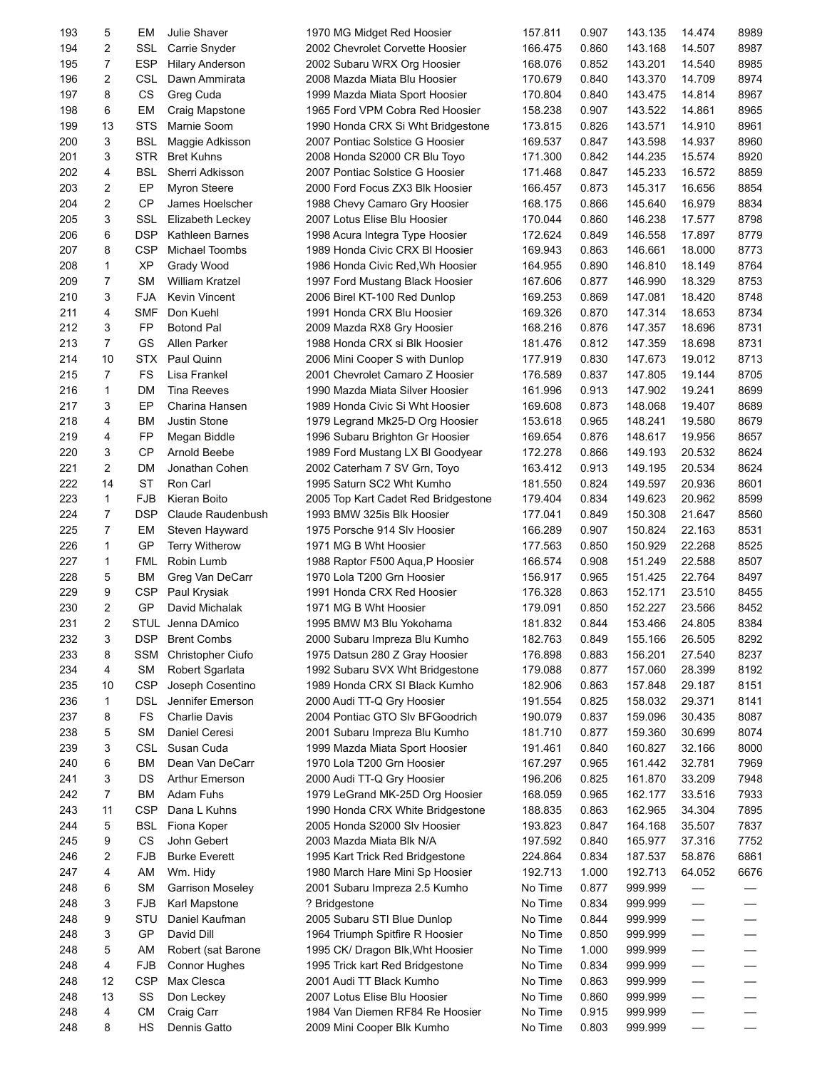| | | | | | | | | | |
|---|---|---|---|---|---|---|---|---|---|
| 193 | 5 | EM | Julie Shaver | 1970 MG Midget Red Hoosier | 157.811 | 0.907 | 143.135 | 14.474 | 8989 |
| 194 | 2 | SSL | Carrie Snyder | 2002 Chevrolet Corvette Hoosier | 166.475 | 0.860 | 143.168 | 14.507 | 8987 |
| 195 | 7 | ESP | Hilary Anderson | 2002 Subaru WRX Org Hoosier | 168.076 | 0.852 | 143.201 | 14.540 | 8985 |
| 196 | 2 | CSL | Dawn Ammirata | 2008 Mazda Miata Blu Hoosier | 170.679 | 0.840 | 143.370 | 14.709 | 8974 |
| 197 | 8 | CS | Greg Cuda | 1999 Mazda Miata Sport Hoosier | 170.804 | 0.840 | 143.475 | 14.814 | 8967 |
| 198 | 6 | EM | Craig Mapstone | 1965 Ford VPM Cobra Red Hoosier | 158.238 | 0.907 | 143.522 | 14.861 | 8965 |
| 199 | 13 | STS | Marnie Soom | 1990 Honda CRX Si Wht Bridgestone | 173.815 | 0.826 | 143.571 | 14.910 | 8961 |
| 200 | 3 | BSL | Maggie Adkisson | 2007 Pontiac Solstice G Hoosier | 169.537 | 0.847 | 143.598 | 14.937 | 8960 |
| 201 | 3 | STR | Bret Kuhns | 2008 Honda S2000 CR Blu Toyo | 171.300 | 0.842 | 144.235 | 15.574 | 8920 |
| 202 | 4 | BSL | Sherri Adkisson | 2007 Pontiac Solstice G Hoosier | 171.468 | 0.847 | 145.233 | 16.572 | 8859 |
| 203 | 2 | EP | Myron Steere | 2000 Ford Focus ZX3 Blk Hoosier | 166.457 | 0.873 | 145.317 | 16.656 | 8854 |
| 204 | 2 | CP | James Hoelscher | 1988 Chevy Camaro Gry Hoosier | 168.175 | 0.866 | 145.640 | 16.979 | 8834 |
| 205 | 3 | SSL | Elizabeth Leckey | 2007 Lotus Elise Blu Hoosier | 170.044 | 0.860 | 146.238 | 17.577 | 8798 |
| 206 | 6 | DSP | Kathleen Barnes | 1998 Acura Integra Type Hoosier | 172.624 | 0.849 | 146.558 | 17.897 | 8779 |
| 207 | 8 | CSP | Michael Toombs | 1989 Honda Civic CRX Bl Hoosier | 169.943 | 0.863 | 146.661 | 18.000 | 8773 |
| 208 | 1 | XP | Grady Wood | 1986 Honda Civic Red,Wh Hoosier | 164.955 | 0.890 | 146.810 | 18.149 | 8764 |
| 209 | 7 | SM | William Kratzel | 1997 Ford Mustang Black Hoosier | 167.606 | 0.877 | 146.990 | 18.329 | 8753 |
| 210 | 3 | FJA | Kevin Vincent | 2006 Birel KT-100 Red Dunlop | 169.253 | 0.869 | 147.081 | 18.420 | 8748 |
| 211 | 4 | SMF | Don Kuehl | 1991 Honda CRX Blu Hoosier | 169.326 | 0.870 | 147.314 | 18.653 | 8734 |
| 212 | 3 | FP | Botond Pal | 2009 Mazda RX8 Gry Hoosier | 168.216 | 0.876 | 147.357 | 18.696 | 8731 |
| 213 | 7 | GS | Allen Parker | 1988 Honda CRX si Blk Hoosier | 181.476 | 0.812 | 147.359 | 18.698 | 8731 |
| 214 | 10 | STX | Paul Quinn | 2006 Mini Cooper S with Dunlop | 177.919 | 0.830 | 147.673 | 19.012 | 8713 |
| 215 | 7 | FS | Lisa Frankel | 2001 Chevrolet Camaro Z Hoosier | 176.589 | 0.837 | 147.805 | 19.144 | 8705 |
| 216 | 1 | DM | Tina Reeves | 1990 Mazda Miata Silver Hoosier | 161.996 | 0.913 | 147.902 | 19.241 | 8699 |
| 217 | 3 | EP | Charina Hansen | 1989 Honda Civic Si Wht Hoosier | 169.608 | 0.873 | 148.068 | 19.407 | 8689 |
| 218 | 4 | BM | Justin Stone | 1979 Legrand Mk25-D Org Hoosier | 153.618 | 0.965 | 148.241 | 19.580 | 8679 |
| 219 | 4 | FP | Megan Biddle | 1996 Subaru Brighton Gr Hoosier | 169.654 | 0.876 | 148.617 | 19.956 | 8657 |
| 220 | 3 | CP | Arnold Beebe | 1989 Ford Mustang LX Bl Goodyear | 172.278 | 0.866 | 149.193 | 20.532 | 8624 |
| 221 | 2 | DM | Jonathan Cohen | 2002 Caterham 7 SV Grn, Toyo | 163.412 | 0.913 | 149.195 | 20.534 | 8624 |
| 222 | 14 | ST | Ron Carl | 1995 Saturn SC2 Wht Kumho | 181.550 | 0.824 | 149.597 | 20.936 | 8601 |
| 223 | 1 | FJB | Kieran Boito | 2005 Top Kart Cadet Red Bridgestone | 179.404 | 0.834 | 149.623 | 20.962 | 8599 |
| 224 | 7 | DSP | Claude Raudenbush | 1993 BMW 325is Blk Hoosier | 177.041 | 0.849 | 150.308 | 21.647 | 8560 |
| 225 | 7 | EM | Steven Hayward | 1975 Porsche 914 Slv Hoosier | 166.289 | 0.907 | 150.824 | 22.163 | 8531 |
| 226 | 1 | GP | Terry Witherow | 1971 MG B Wht Hoosier | 177.563 | 0.850 | 150.929 | 22.268 | 8525 |
| 227 | 1 | FML | Robin Lumb | 1988 Raptor F500 Aqua,P Hoosier | 166.574 | 0.908 | 151.249 | 22.588 | 8507 |
| 228 | 5 | BM | Greg Van DeCarr | 1970 Lola T200 Grn Hoosier | 156.917 | 0.965 | 151.425 | 22.764 | 8497 |
| 229 | 9 | CSP | Paul Krysiak | 1991 Honda CRX Red Hoosier | 176.328 | 0.863 | 152.171 | 23.510 | 8455 |
| 230 | 2 | GP | David Michalak | 1971 MG B Wht Hoosier | 179.091 | 0.850 | 152.227 | 23.566 | 8452 |
| 231 | 2 | STUL | Jenna DAmico | 1995 BMW M3 Blu Yokohama | 181.832 | 0.844 | 153.466 | 24.805 | 8384 |
| 232 | 3 | DSP | Brent Combs | 2000 Subaru Impreza Blu Kumho | 182.763 | 0.849 | 155.166 | 26.505 | 8292 |
| 233 | 8 | SSM | Christopher Ciufo | 1975 Datsun 280 Z Gray Hoosier | 176.898 | 0.883 | 156.201 | 27.540 | 8237 |
| 234 | 4 | SM | Robert Sgarlata | 1992 Subaru SVX Wht Bridgestone | 179.088 | 0.877 | 157.060 | 28.399 | 8192 |
| 235 | 10 | CSP | Joseph Cosentino | 1989 Honda CRX SI Black Kumho | 182.906 | 0.863 | 157.848 | 29.187 | 8151 |
| 236 | 1 | DSL | Jennifer Emerson | 2000 Audi TT-Q Gry Hoosier | 191.554 | 0.825 | 158.032 | 29.371 | 8141 |
| 237 | 8 | FS | Charlie Davis | 2004 Pontiac GTO Slv BFGoodrich | 190.079 | 0.837 | 159.096 | 30.435 | 8087 |
| 238 | 5 | SM | Daniel Ceresi | 2001 Subaru Impreza Blu Kumho | 181.710 | 0.877 | 159.360 | 30.699 | 8074 |
| 239 | 3 | CSL | Susan Cuda | 1999 Mazda Miata Sport Hoosier | 191.461 | 0.840 | 160.827 | 32.166 | 8000 |
| 240 | 6 | BM | Dean Van DeCarr | 1970 Lola T200 Grn Hoosier | 167.297 | 0.965 | 161.442 | 32.781 | 7969 |
| 241 | 3 | DS | Arthur Emerson | 2000 Audi TT-Q Gry Hoosier | 196.206 | 0.825 | 161.870 | 33.209 | 7948 |
| 242 | 7 | BM | Adam Fuhs | 1979 LeGrand MK-25D Org Hoosier | 168.059 | 0.965 | 162.177 | 33.516 | 7933 |
| 243 | 11 | CSP | Dana L Kuhns | 1990 Honda CRX White Bridgestone | 188.835 | 0.863 | 162.965 | 34.304 | 7895 |
| 244 | 5 | BSL | Fiona Koper | 2005 Honda S2000 Slv Hoosier | 193.823 | 0.847 | 164.168 | 35.507 | 7837 |
| 245 | 9 | CS | John Gebert | 2003 Mazda Miata Blk N/A | 197.592 | 0.840 | 165.977 | 37.316 | 7752 |
| 246 | 2 | FJB | Burke Everett | 1995 Kart Trick Red Bridgestone | 224.864 | 0.834 | 187.537 | 58.876 | 6861 |
| 247 | 4 | AM | Wm. Hidy | 1980 March Hare Mini Sp Hoosier | 192.713 | 1.000 | 192.713 | 64.052 | 6676 |
| 248 | 6 | SM | Garrison Moseley | 2001 Subaru Impreza 2.5 Kumho | No Time | 0.877 | 999.999 | — | — |
| 248 | 3 | FJB | Karl Mapstone | ? Bridgestone | No Time | 0.834 | 999.999 | — | — |
| 248 | 9 | STU | Daniel Kaufman | 2005 Subaru STI Blue Dunlop | No Time | 0.844 | 999.999 | — | — |
| 248 | 3 | GP | David Dill | 1964 Triumph Spitfire R Hoosier | No Time | 0.850 | 999.999 | — | — |
| 248 | 5 | AM | Robert (sat Barone | 1995 CK/ Dragon Blk,Wht Hoosier | No Time | 1.000 | 999.999 | — | — |
| 248 | 4 | FJB | Connor Hughes | 1995 Trick kart Red Bridgestone | No Time | 0.834 | 999.999 | — | — |
| 248 | 12 | CSP | Max Clesca | 2001 Audi TT Black Kumho | No Time | 0.863 | 999.999 | — | — |
| 248 | 13 | SS | Don Leckey | 2007 Lotus Elise Blu Hoosier | No Time | 0.860 | 999.999 | — | — |
| 248 | 4 | CM | Craig Carr | 1984 Van Diemen RF84 Re Hoosier | No Time | 0.915 | 999.999 | — | — |
| 248 | 8 | HS | Dennis Gatto | 2009 Mini Cooper Blk Kumho | No Time | 0.803 | 999.999 | — | — |